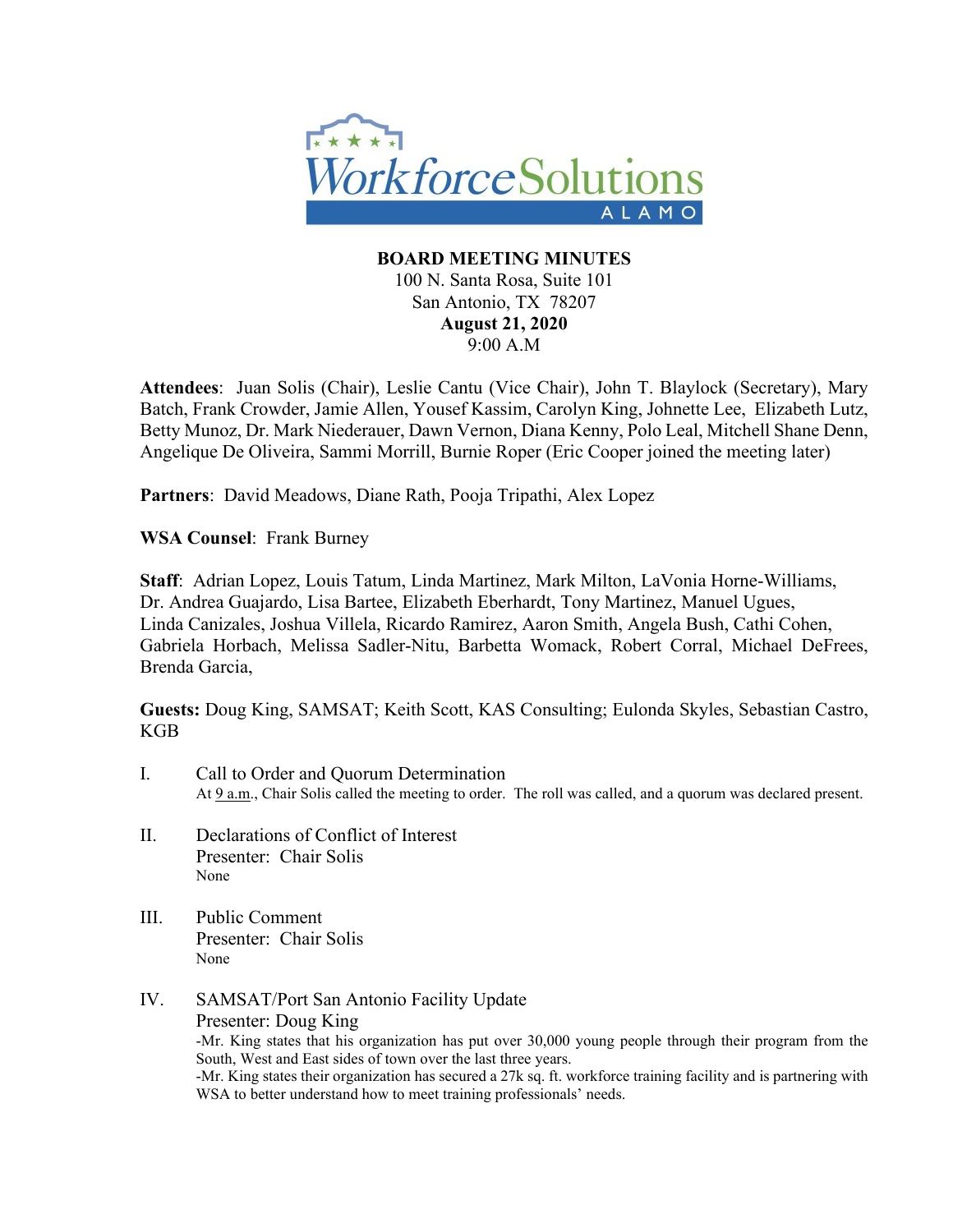**Workforce Solutions ALAMO**

# BOARD MEETING MINUTES

100 N. Santa Rosa, Suite 101
San Antonio, TX 78207
**August 21, 2020**
9:00 A.M

**Attendees**: Juan Solis (Chair), Leslie Cantu (Vice Chair), John T. Blaylock (Secretary), Mary Batch, Frank Crowder, Jamie Allen, Yousef Kassim, Carolyn King, Johnette Lee, Elizabeth Lutz, Betty Munoz, Dr. Mark Niederauer, Dawn Vernon, Diana Kenny, Polo Leal, Mitchell Shane Denn, Angelique De Oliveira, Sammi Morrill, Burnie Roper (Eric Cooper joined the meeting later)

**Partners**: David Meadows, Diane Rath, Pooja Tripathi, Alex Lopez

**WSA Counsel**: Frank Burney

**Staff**: Adrian Lopez, Louis Tatum, Linda Martinez, Mark Milton, LaVonia Horne-Williams, Dr. Andrea Guajardo, Lisa Bartee, Elizabeth Eberhardt, Tony Martinez, Manuel Ugues, Linda Canizales, Joshua Villela, Ricardo Ramirez, Aaron Smith, Angela Bush, Cathi Cohen, Gabriela Horbach, Melissa Sadler-Nitu, Barbetta Womack, Robert Corral, Michael DeFrees, Brenda Garcia,

**Guests:** Doug King, SAMSAT; Keith Scott, KAS Consulting; Eulonda Skyles, Sebastian Castro, KGB

I. Call to Order and Quorum Determination
At 9 a.m., Chair Solis called the meeting to order. The roll was called, and a quorum was declared present.

II. Declarations of Conflict of Interest
Presenter: Chair Solis
None

III. Public Comment
Presenter: Chair Solis
None

IV. SAMSAT/Port San Antonio Facility Update
Presenter: Doug King
-Mr. King states that his organization has put over 30,000 young people through their program from the South, West and East sides of town over the last three years.
-Mr. King states their organization has secured a 27k sq. ft. workforce training facility and is partnering with WSA to better understand how to meet training professionals' needs.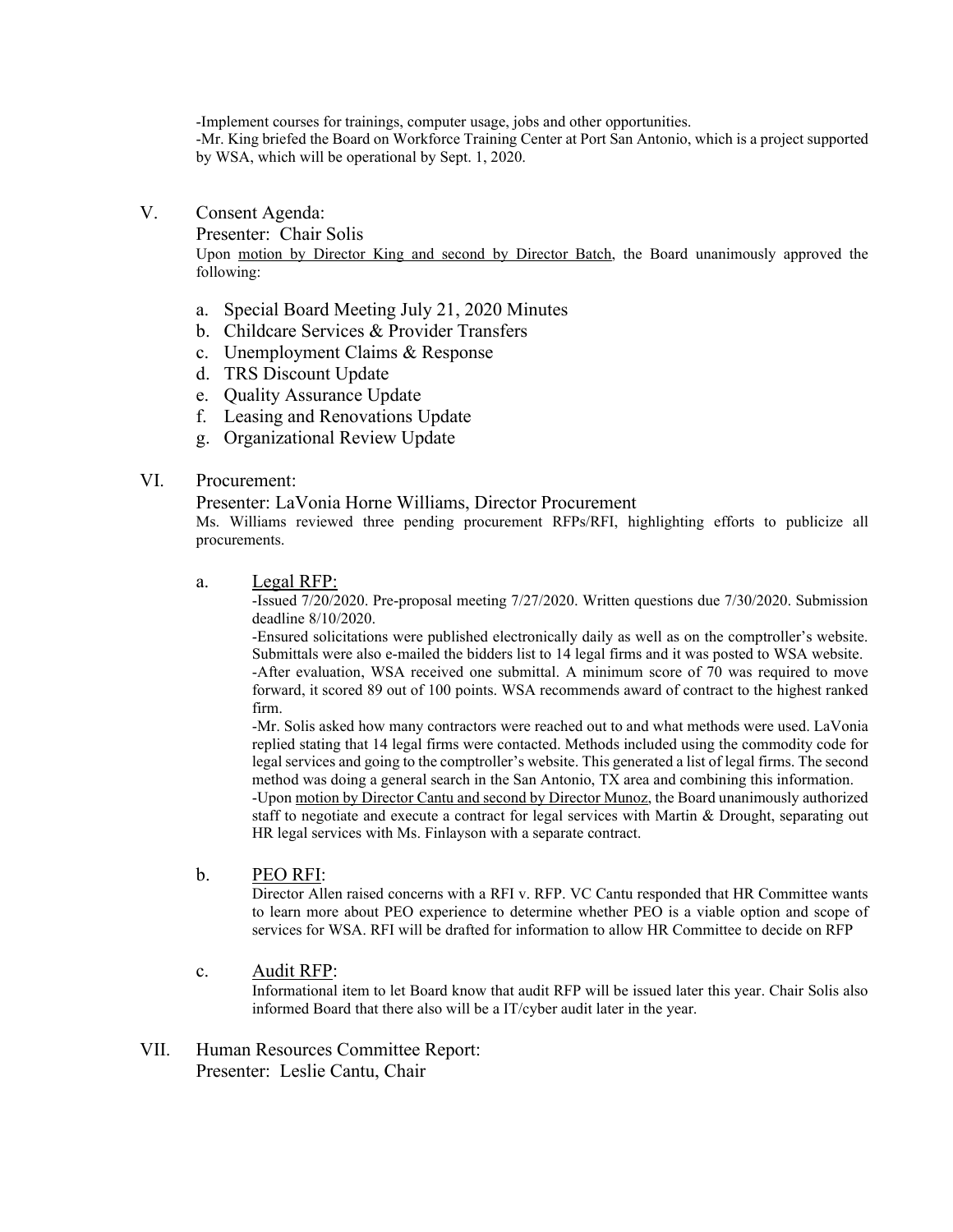-Implement courses for trainings, computer usage, jobs and other opportunities.
-Mr. King briefed the Board on Workforce Training Center at Port San Antonio, which is a project supported by WSA, which will be operational by Sept. 1, 2020.

## V. Consent Agenda:

Presenter: Chair Solis

Upon motion by Director King and second by Director Batch, the Board unanimously approved the following:

a. Special Board Meeting July 21, 2020 Minutes
b. Childcare Services & Provider Transfers
c. Unemployment Claims & Response
d. TRS Discount Update
e. Quality Assurance Update
f. Leasing and Renovations Update
g. Organizational Review Update

## VI. Procurement:

Presenter: LaVonia Horne Williams, Director Procurement

Ms. Williams reviewed three pending procurement RFPs/RFI, highlighting efforts to publicize all procurements.

a. Legal RFP:

-Issued 7/20/2020. Pre-proposal meeting 7/27/2020. Written questions due 7/30/2020. Submission deadline 8/10/2020.
-Ensured solicitations were published electronically daily as well as on the comptroller's website. Submittals were also e-mailed the bidders list to 14 legal firms and it was posted to WSA website.
-After evaluation, WSA received one submittal. A minimum score of 70 was required to move forward, it scored 89 out of 100 points. WSA recommends award of contract to the highest ranked firm.
-Mr. Solis asked how many contractors were reached out to and what methods were used. LaVonia replied stating that 14 legal firms were contacted. Methods included using the commodity code for legal services and going to the comptroller's website. This generated a list of legal firms. The second method was doing a general search in the San Antonio, TX area and combining this information.
-Upon motion by Director Cantu and second by Director Munoz, the Board unanimously authorized staff to negotiate and execute a contract for legal services with Martin & Drought, separating out HR legal services with Ms. Finlayson with a separate contract.

b. PEO RFI:

Director Allen raised concerns with a RFI v. RFP. VC Cantu responded that HR Committee wants to learn more about PEO experience to determine whether PEO is a viable option and scope of services for WSA. RFI will be drafted for information to allow HR Committee to decide on RFP

c. Audit RFP:

Informational item to let Board know that audit RFP will be issued later this year. Chair Solis also informed Board that there also will be a IT/cyber audit later in the year.

## VII. Human Resources Committee Report:

Presenter: Leslie Cantu, Chair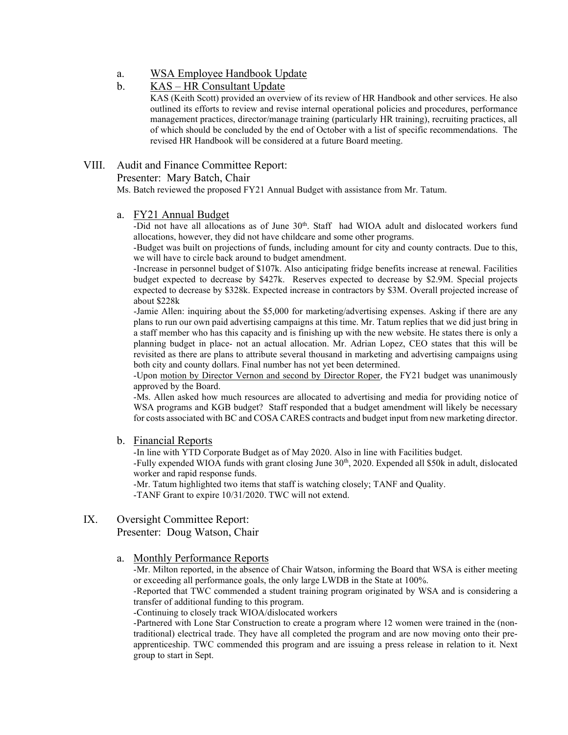a. WSA Employee Handbook Update

b. KAS – HR Consultant Update

KAS (Keith Scott) provided an overview of its review of HR Handbook and other services. He also outlined its efforts to review and revise internal operational policies and procedures, performance management practices, director/manage training (particularly HR training), recruiting practices, all of which should be concluded by the end of October with a list of specific recommendations. The revised HR Handbook will be considered at a future Board meeting.

## VIII. Audit and Finance Committee Report:

Presenter: Mary Batch, Chair

Ms. Batch reviewed the proposed FY21 Annual Budget with assistance from Mr. Tatum.

a. FY21 Annual Budget

-Did not have all allocations as of June 30th. Staff had WIOA adult and dislocated workers fund allocations, however, they did not have childcare and some other programs.

-Budget was built on projections of funds, including amount for city and county contracts. Due to this, we will have to circle back around to budget amendment.

-Increase in personnel budget of $107k. Also anticipating fridge benefits increase at renewal. Facilities budget expected to decrease by $427k. Reserves expected to decrease by $2.9M. Special projects expected to decrease by $328k. Expected increase in contractors by $3M. Overall projected increase of about $228k

-Jamie Allen: inquiring about the $5,000 for marketing/advertising expenses. Asking if there are any plans to run our own paid advertising campaigns at this time. Mr. Tatum replies that we did just bring in a staff member who has this capacity and is finishing up with the new website. He states there is only a planning budget in place- not an actual allocation. Mr. Adrian Lopez, CEO states that this will be revisited as there are plans to attribute several thousand in marketing and advertising campaigns using both city and county dollars. Final number has not yet been determined.

-Upon motion by Director Vernon and second by Director Roper, the FY21 budget was unanimously approved by the Board.

-Ms. Allen asked how much resources are allocated to advertising and media for providing notice of WSA programs and KGB budget? Staff responded that a budget amendment will likely be necessary for costs associated with BC and COSA CARES contracts and budget input from new marketing director.

b. Financial Reports

-In line with YTD Corporate Budget as of May 2020. Also in line with Facilities budget.

-Fully expended WIOA funds with grant closing June 30th, 2020. Expended all $50k in adult, dislocated worker and rapid response funds.

-Mr. Tatum highlighted two items that staff is watching closely; TANF and Quality.

-TANF Grant to expire 10/31/2020. TWC will not extend.

## IX. Oversight Committee Report:

Presenter: Doug Watson, Chair

a. Monthly Performance Reports

-Mr. Milton reported, in the absence of Chair Watson, informing the Board that WSA is either meeting or exceeding all performance goals, the only large LWDB in the State at 100%.

-Reported that TWC commended a student training program originated by WSA and is considering a transfer of additional funding to this program.

-Continuing to closely track WIOA/dislocated workers

-Partnered with Lone Star Construction to create a program where 12 women were trained in the (non-traditional) electrical trade. They have all completed the program and are now moving onto their pre-apprenticeship. TWC commended this program and are issuing a press release in relation to it. Next group to start in Sept.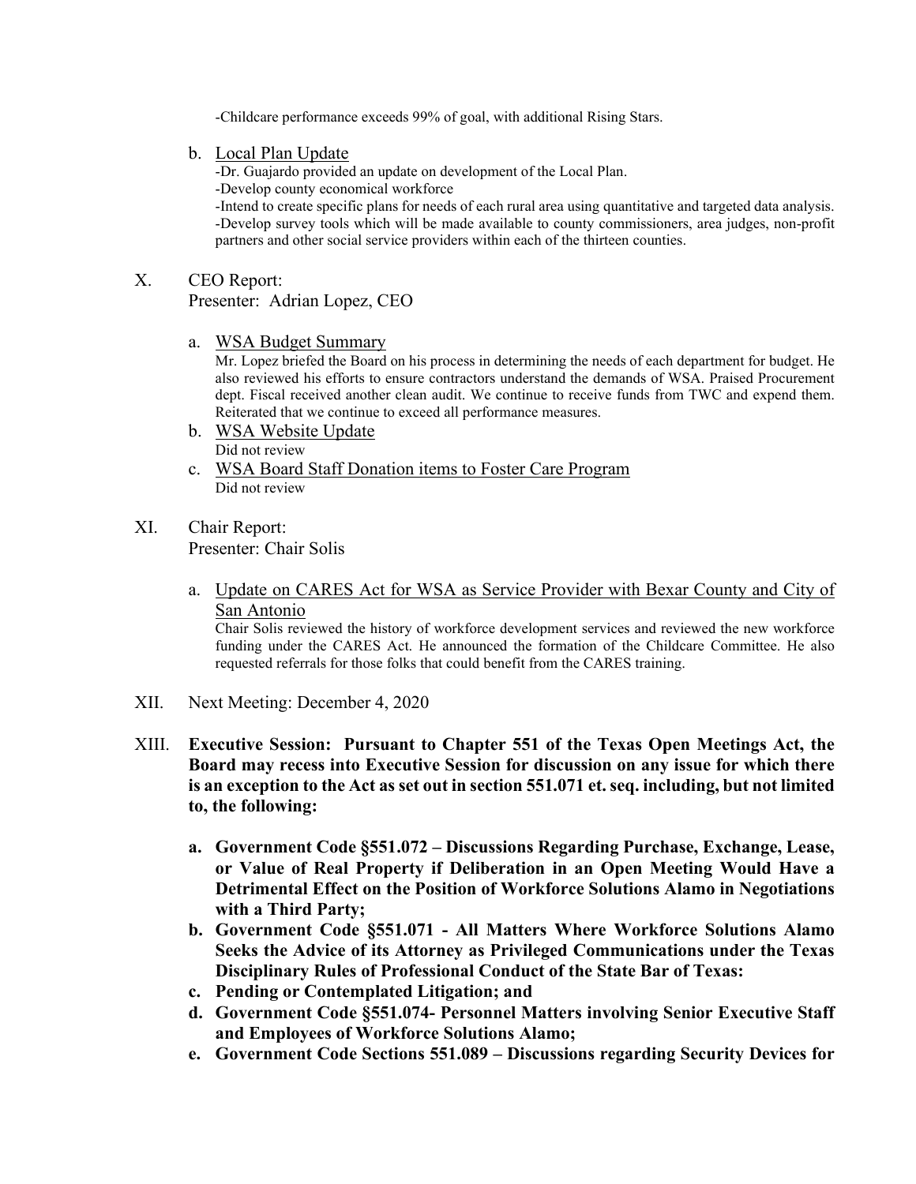-Childcare performance exceeds 99% of goal, with additional Rising Stars.

b. Local Plan Update

-Dr. Guajardo provided an update on development of the Local Plan.
-Develop county economical workforce
-Intend to create specific plans for needs of each rural area using quantitative and targeted data analysis.
-Develop survey tools which will be made available to county commissioners, area judges, non-profit partners and other social service providers within each of the thirteen counties.

X. CEO Report:
Presenter: Adrian Lopez, CEO

a. WSA Budget Summary

Mr. Lopez briefed the Board on his process in determining the needs of each department for budget. He also reviewed his efforts to ensure contractors understand the demands of WSA. Praised Procurement dept. Fiscal received another clean audit. We continue to receive funds from TWC and expend them. Reiterated that we continue to exceed all performance measures.

b. WSA Website Update

Did not review

c. WSA Board Staff Donation items to Foster Care Program

Did not review

XI. Chair Report:
Presenter: Chair Solis

a. Update on CARES Act for WSA as Service Provider with Bexar County and City of San Antonio

Chair Solis reviewed the history of workforce development services and reviewed the new workforce funding under the CARES Act. He announced the formation of the Childcare Committee. He also requested referrals for those folks that could benefit from the CARES training.

XII. Next Meeting: December 4, 2020

XIII. **Executive Session: Pursuant to Chapter 551 of the Texas Open Meetings Act, the Board may recess into Executive Session for discussion on any issue for which there is an exception to the Act as set out in section 551.071 et. seq. including, but not limited to, the following:**

**a. Government Code §551.072 – Discussions Regarding Purchase, Exchange, Lease, or Value of Real Property if Deliberation in an Open Meeting Would Have a Detrimental Effect on the Position of Workforce Solutions Alamo in Negotiations with a Third Party;**

**b. Government Code §551.071 - All Matters Where Workforce Solutions Alamo Seeks the Advice of its Attorney as Privileged Communications under the Texas Disciplinary Rules of Professional Conduct of the State Bar of Texas:**

**c. Pending or Contemplated Litigation; and**

**d. Government Code §551.074- Personnel Matters involving Senior Executive Staff and Employees of Workforce Solutions Alamo;**

**e. Government Code Sections 551.089 – Discussions regarding Security Devices for**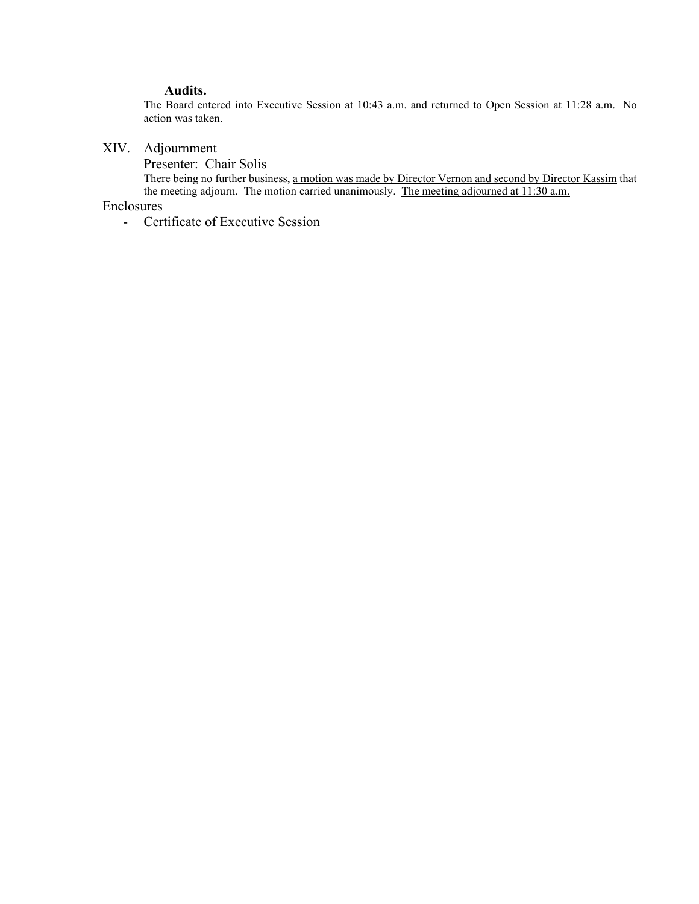**Audits.**

The Board entered into Executive Session at 10:43 a.m. and returned to Open Session at 11:28 a.m. No action was taken.

XIV. Adjournment

Presenter: Chair Solis

There being no further business, a motion was made by Director Vernon and second by Director Kassim that the meeting adjourn. The motion carried unanimously. The meeting adjourned at 11:30 a.m.

Enclosures

- Certificate of Executive Session